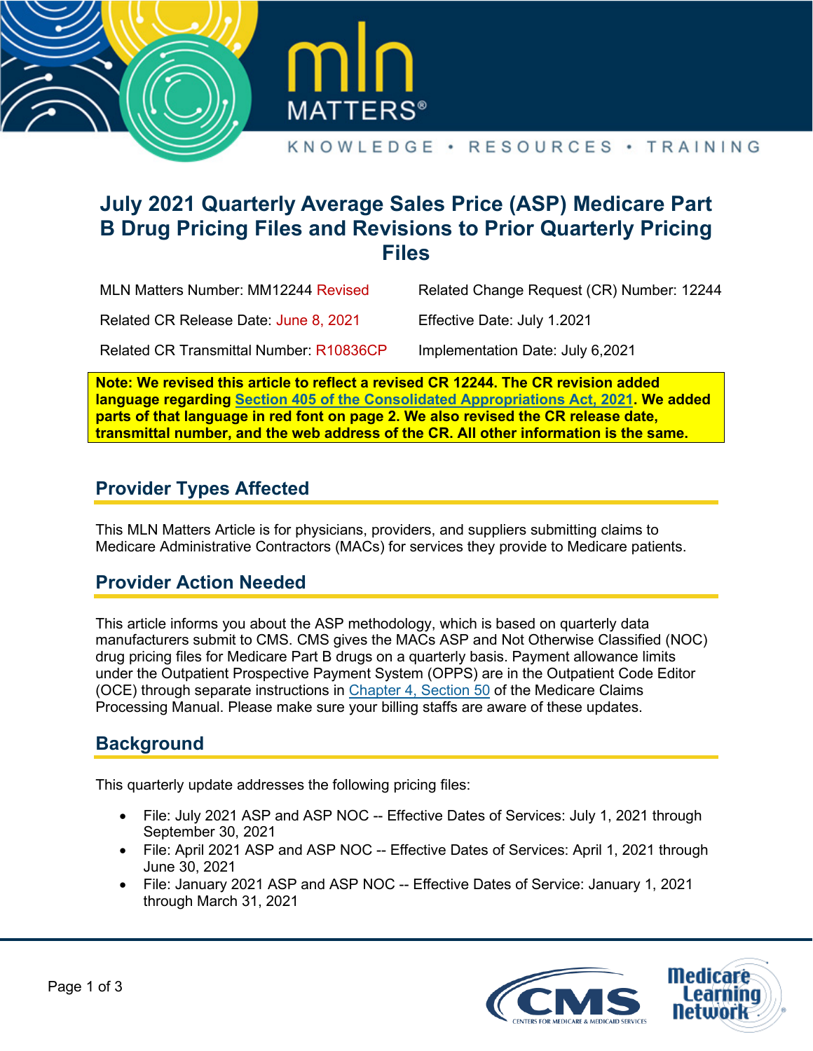# July 2021 Quarterly Average Sales Price (ASP) Medicare Part B Drug Pricing Files and Revisions to Prior Quarterly Pricing Files

MLN Matters Number: MM12244 Revised

Related Change Request (CR) Number: 12244

Related CR Release Date: June 8, 2021

Effective Date: July 1.2021

Related CR Transmittal Number: R10836CP

Implementation Date: July 6,2021

**Note: We revised this article to reflect a revised CR 12244. The CR revision added language regarding Section 405 of the Consolidated Appropriations Act, 2021. We added parts of that language in red font on page 2. We also revised the CR release date, transmittal number, and the web address of the CR. All other information is the same.**

## Provider Types Affected

This MLN Matters Article is for physicians, providers, and suppliers submitting claims to Medicare Administrative Contractors (MACs) for services they provide to Medicare patients.

## Provider Action Needed

This article informs you about the ASP methodology, which is based on quarterly data manufacturers submit to CMS. CMS gives the MACs ASP and Not Otherwise Classified (NOC) drug pricing files for Medicare Part B drugs on a quarterly basis. Payment allowance limits under the Outpatient Prospective Payment System (OPPS) are in the Outpatient Code Editor (OCE) through separate instructions in Chapter 4, Section 50 of the Medicare Claims Processing Manual. Please make sure your billing staffs are aware of these updates.

## Background

This quarterly update addresses the following pricing files:

- File: July 2021 ASP and ASP NOC -- Effective Dates of Services: July 1, 2021 through September 30, 2021
- File: April 2021 ASP and ASP NOC -- Effective Dates of Services: April 1, 2021 through June 30, 2021
- File: January 2021 ASP and ASP NOC -- Effective Dates of Service: January 1, 2021 through March 31, 2021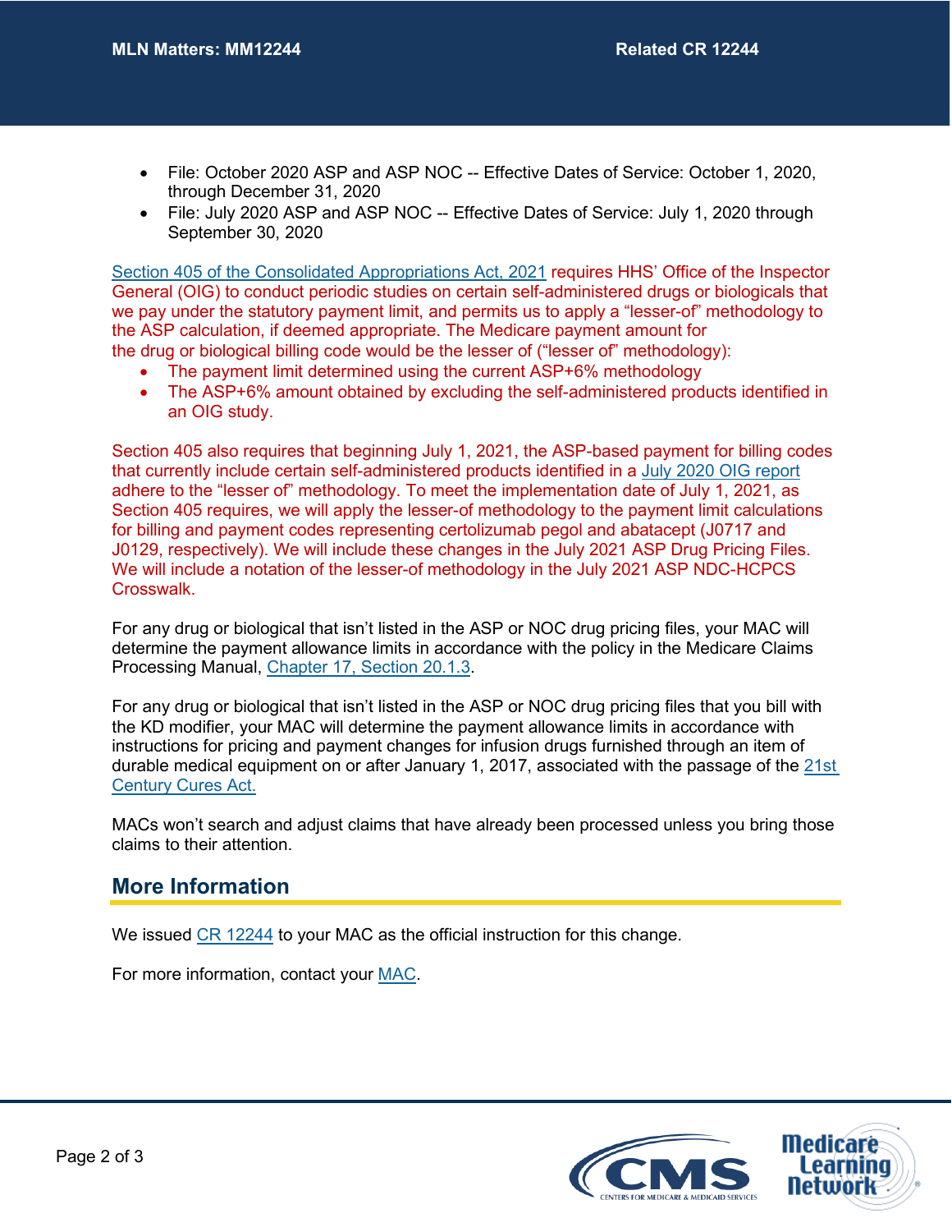- File: October 2020 ASP and ASP NOC -- Effective Dates of Service: October 1, 2020, through December 31, 2020
- File: July 2020 ASP and ASP NOC -- Effective Dates of Service: July 1, 2020 through September 30, 2020

Section 405 of the Consolidated Appropriations Act, 2021 requires HHS' Office of the Inspector General (OIG) to conduct periodic studies on certain self-administered drugs or biologicals that we pay under the statutory payment limit, and permits us to apply a "lesser-of" methodology to the ASP calculation, if deemed appropriate. The Medicare payment amount for the drug or biological billing code would be the lesser of ("lesser of" methodology):

- The payment limit determined using the current ASP+6% methodology
- The ASP+6% amount obtained by excluding the self-administered products identified in an OIG study.

Section 405 also requires that beginning July 1, 2021, the ASP-based payment for billing codes that currently include certain self-administered products identified in a July 2020 OIG report adhere to the "lesser of" methodology. To meet the implementation date of July 1, 2021, as Section 405 requires, we will apply the lesser-of methodology to the payment limit calculations for billing and payment codes representing certolizumab pegol and abatacept (J0717 and J0129, respectively). We will include these changes in the July 2021 ASP Drug Pricing Files. We will include a notation of the lesser-of methodology in the July 2021 ASP NDC-HCPCS Crosswalk.

For any drug or biological that isn't listed in the ASP or NOC drug pricing files, your MAC will determine the payment allowance limits in accordance with the policy in the Medicare Claims Processing Manual, Chapter 17, Section 20.1.3.

For any drug or biological that isn't listed in the ASP or NOC drug pricing files that you bill with the KD modifier, your MAC will determine the payment allowance limits in accordance with instructions for pricing and payment changes for infusion drugs furnished through an item of durable medical equipment on or after January 1, 2017, associated with the passage of the 21st Century Cures Act.

MACs won't search and adjust claims that have already been processed unless you bring those claims to their attention.

## More Information

We issued CR 12244 to your MAC as the official instruction for this change.

For more information, contact your MAC.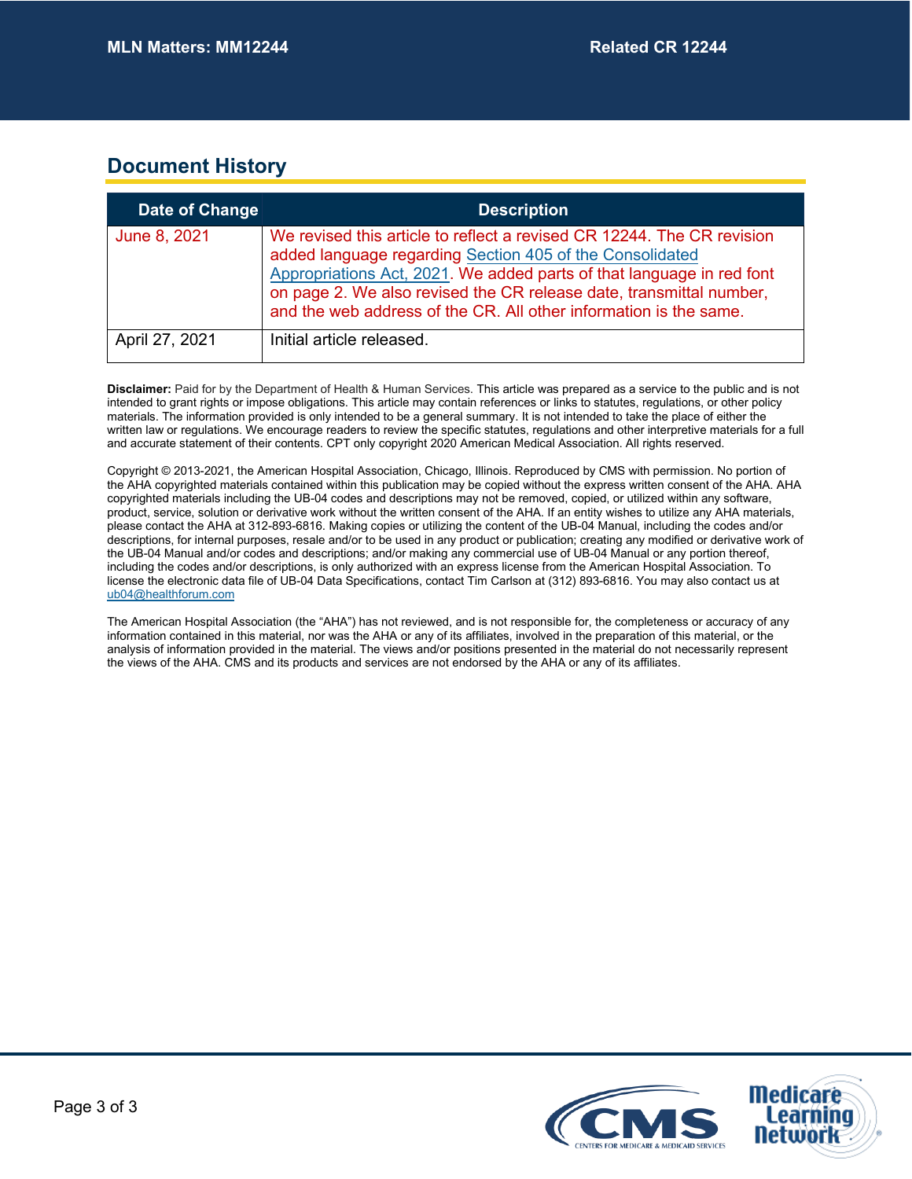## Document History

| Date of Change | Description |
| --- | --- |
| June 8, 2021 | We revised this article to reflect a revised CR 12244. The CR revision added language regarding Section 405 of the Consolidated Appropriations Act, 2021. We added parts of that language in red font on page 2. We also revised the CR release date, transmittal number, and the web address of the CR. All other information is the same. |
| April 27, 2021 | Initial article released. |

**Disclaimer:** Paid for by the Department of Health & Human Services. This article was prepared as a service to the public and is not intended to grant rights or impose obligations. This article may contain references or links to statutes, regulations, or other policy materials. The information provided is only intended to be a general summary. It is not intended to take the place of either the written law or regulations. We encourage readers to review the specific statutes, regulations and other interpretive materials for a full and accurate statement of their contents. CPT only copyright 2020 American Medical Association. All rights reserved.

Copyright © 2013-2021, the American Hospital Association, Chicago, Illinois. Reproduced by CMS with permission. No portion of the AHA copyrighted materials contained within this publication may be copied without the express written consent of the AHA. AHA copyrighted materials including the UB-04 codes and descriptions may not be removed, copied, or utilized within any software, product, service, solution or derivative work without the written consent of the AHA. If an entity wishes to utilize any AHA materials, please contact the AHA at 312-893-6816. Making copies or utilizing the content of the UB-04 Manual, including the codes and/or descriptions, for internal purposes, resale and/or to be used in any product or publication; creating any modified or derivative work of the UB-04 Manual and/or codes and descriptions; and/or making any commercial use of UB-04 Manual or any portion thereof, including the codes and/or descriptions, is only authorized with an express license from the American Hospital Association. To license the electronic data file of UB-04 Data Specifications, contact Tim Carlson at (312) 893-6816. You may also contact us at ub04@healthforum.com

The American Hospital Association (the "AHA") has not reviewed, and is not responsible for, the completeness or accuracy of any information contained in this material, nor was the AHA or any of its affiliates, involved in the preparation of this material, or the analysis of information provided in the material. The views and/or positions presented in the material do not necessarily represent the views of the AHA. CMS and its products and services are not endorsed by the AHA or any of its affiliates.